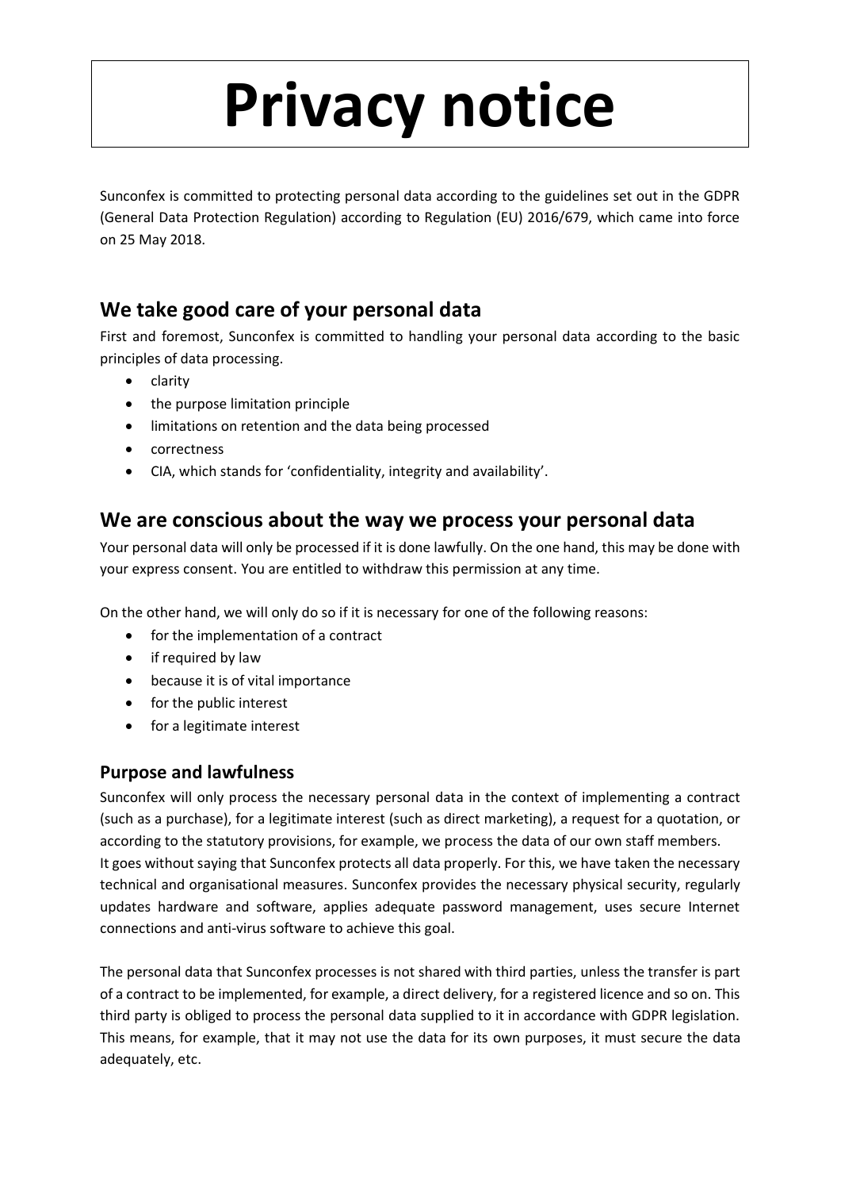# Privacy notice

Sunconfex is committed to protecting personal data according to the guidelines set out in the GDPR (General Data Protection Regulation) according to Regulation (EU) 2016/679, which came into force on 25 May 2018.

## We take good care of your personal data

First and foremost, Sunconfex is committed to handling your personal data according to the basic principles of data processing.

- clarity
- the purpose limitation principle
- limitations on retention and the data being processed
- correctness
- CIA, which stands for 'confidentiality, integrity and availability'.

## We are conscious about the way we process your personal data

Your personal data will only be processed if it is done lawfully. On the one hand, this may be done with your express consent. You are entitled to withdraw this permission at any time.

On the other hand, we will only do so if it is necessary for one of the following reasons:

- for the implementation of a contract
- if required by law
- because it is of vital importance
- for the public interest
- for a legitimate interest

### Purpose and lawfulness

Sunconfex will only process the necessary personal data in the context of implementing a contract (such as a purchase), for a legitimate interest (such as direct marketing), a request for a quotation, or according to the statutory provisions, for example, we process the data of our own staff members.
It goes without saying that Sunconfex protects all data properly. For this, we have taken the necessary technical and organisational measures. Sunconfex provides the necessary physical security, regularly updates hardware and software, applies adequate password management, uses secure Internet connections and anti-virus software to achieve this goal.

The personal data that Sunconfex processes is not shared with third parties, unless the transfer is part of a contract to be implemented, for example, a direct delivery, for a registered licence and so on. This third party is obliged to process the personal data supplied to it in accordance with GDPR legislation. This means, for example, that it may not use the data for its own purposes, it must secure the data adequately, etc.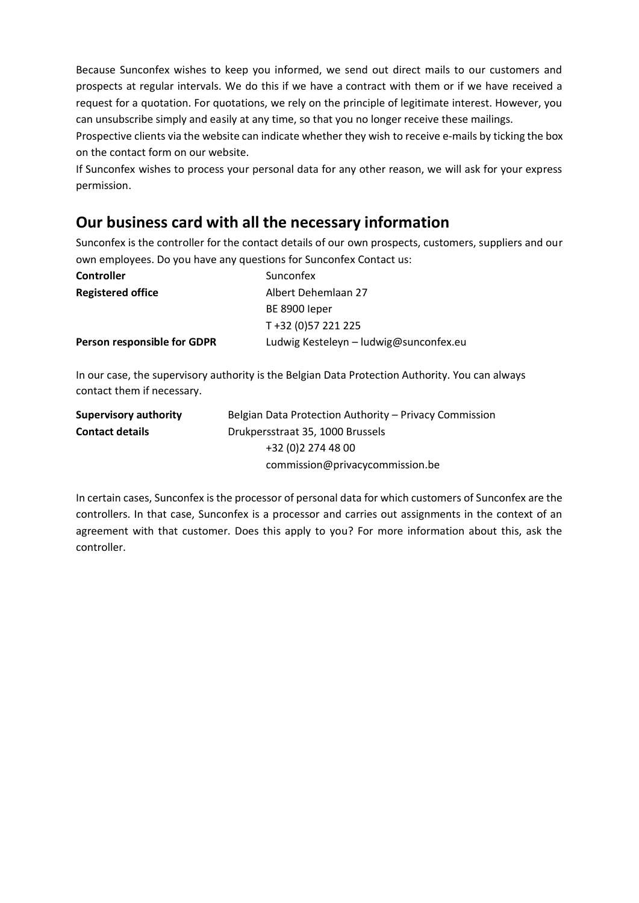Because Sunconfex wishes to keep you informed, we send out direct mails to our customers and prospects at regular intervals. We do this if we have a contract with them or if we have received a request for a quotation. For quotations, we rely on the principle of legitimate interest. However, you can unsubscribe simply and easily at any time, so that you no longer receive these mailings.

Prospective clients via the website can indicate whether they wish to receive e-mails by ticking the box on the contact form on our website.

If Sunconfex wishes to process your personal data for any other reason, we will ask for your express permission.

## Our business card with all the necessary information

Sunconfex is the controller for the contact details of our own prospects, customers, suppliers and our own employees. Do you have any questions for Sunconfex Contact us:

| | |
|---|---|
| **Controller** | Sunconfex |
| **Registered office** | Albert Dehemlaan 27<br>BE 8900 Ieper<br>T +32 (0)57 221 225 |
| **Person responsible for GDPR** | Ludwig Kesteleyn – ludwig@sunconfex.eu |

In our case, the supervisory authority is the Belgian Data Protection Authority. You can always contact them if necessary.

| | |
|---|---|
| **Supervisory authority** | Belgian Data Protection Authority – Privacy Commission |
| **Contact details** | Drukpersstraat 35, 1000 Brussels<br>+32 (0)2 274 48 00<br>commission@privacycommission.be |

In certain cases, Sunconfex is the processor of personal data for which customers of Sunconfex are the controllers. In that case, Sunconfex is a processor and carries out assignments in the context of an agreement with that customer. Does this apply to you? For more information about this, ask the controller.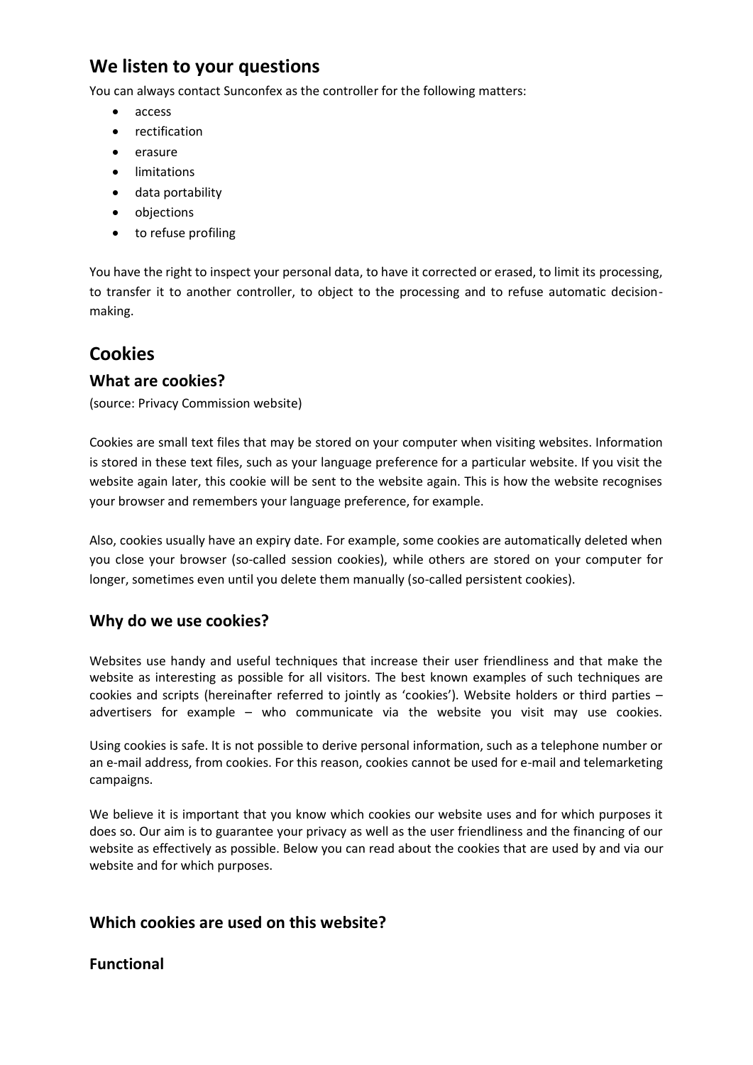## We listen to your questions

You can always contact Sunconfex as the controller for the following matters:

- access
- rectification
- erasure
- limitations
- data portability
- objections
- to refuse profiling

You have the right to inspect your personal data, to have it corrected or erased, to limit its processing, to transfer it to another controller, to object to the processing and to refuse automatic decision-making.

## Cookies

### What are cookies?

(source: Privacy Commission website)

Cookies are small text files that may be stored on your computer when visiting websites. Information is stored in these text files, such as your language preference for a particular website. If you visit the website again later, this cookie will be sent to the website again. This is how the website recognises your browser and remembers your language preference, for example.

Also, cookies usually have an expiry date. For example, some cookies are automatically deleted when you close your browser (so-called session cookies), while others are stored on your computer for longer, sometimes even until you delete them manually (so-called persistent cookies).

### Why do we use cookies?

Websites use handy and useful techniques that increase their user friendliness and that make the website as interesting as possible for all visitors. The best known examples of such techniques are cookies and scripts (hereinafter referred to jointly as 'cookies'). Website holders or third parties – advertisers for example – who communicate via the website you visit may use cookies.

Using cookies is safe. It is not possible to derive personal information, such as a telephone number or an e-mail address, from cookies. For this reason, cookies cannot be used for e-mail and telemarketing campaigns.

We believe it is important that you know which cookies our website uses and for which purposes it does so. Our aim is to guarantee your privacy as well as the user friendliness and the financing of our website as effectively as possible. Below you can read about the cookies that are used by and via our website and for which purposes.

### Which cookies are used on this website?

### Functional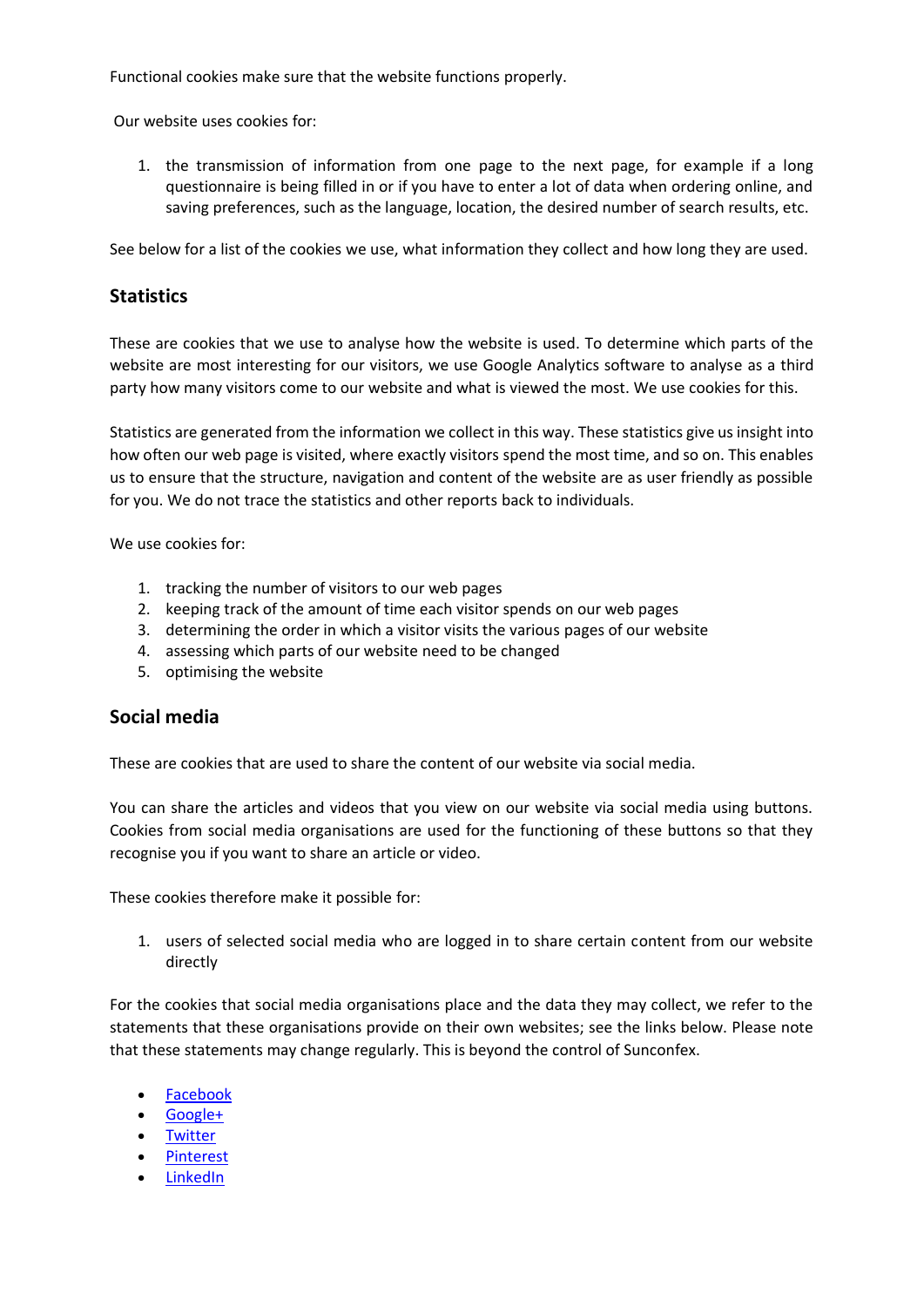Functional cookies make sure that the website functions properly.

Our website uses cookies for:

1. the transmission of information from one page to the next page, for example if a long questionnaire is being filled in or if you have to enter a lot of data when ordering online, and saving preferences, such as the language, location, the desired number of search results, etc.

See below for a list of the cookies we use, what information they collect and how long they are used.

## Statistics

These are cookies that we use to analyse how the website is used. To determine which parts of the website are most interesting for our visitors, we use Google Analytics software to analyse as a third party how many visitors come to our website and what is viewed the most. We use cookies for this.

Statistics are generated from the information we collect in this way. These statistics give us insight into how often our web page is visited, where exactly visitors spend the most time, and so on. This enables us to ensure that the structure, navigation and content of the website are as user friendly as possible for you. We do not trace the statistics and other reports back to individuals.

We use cookies for:

1. tracking the number of visitors to our web pages
2. keeping track of the amount of time each visitor spends on our web pages
3. determining the order in which a visitor visits the various pages of our website
4. assessing which parts of our website need to be changed
5. optimising the website

## Social media

These are cookies that are used to share the content of our website via social media.

You can share the articles and videos that you view on our website via social media using buttons. Cookies from social media organisations are used for the functioning of these buttons so that they recognise you if you want to share an article or video.

These cookies therefore make it possible for:

1. users of selected social media who are logged in to share certain content from our website directly

For the cookies that social media organisations place and the data they may collect, we refer to the statements that these organisations provide on their own websites; see the links below. Please note that these statements may change regularly. This is beyond the control of Sunconfex.

- Facebook
- Google+
- Twitter
- Pinterest
- LinkedIn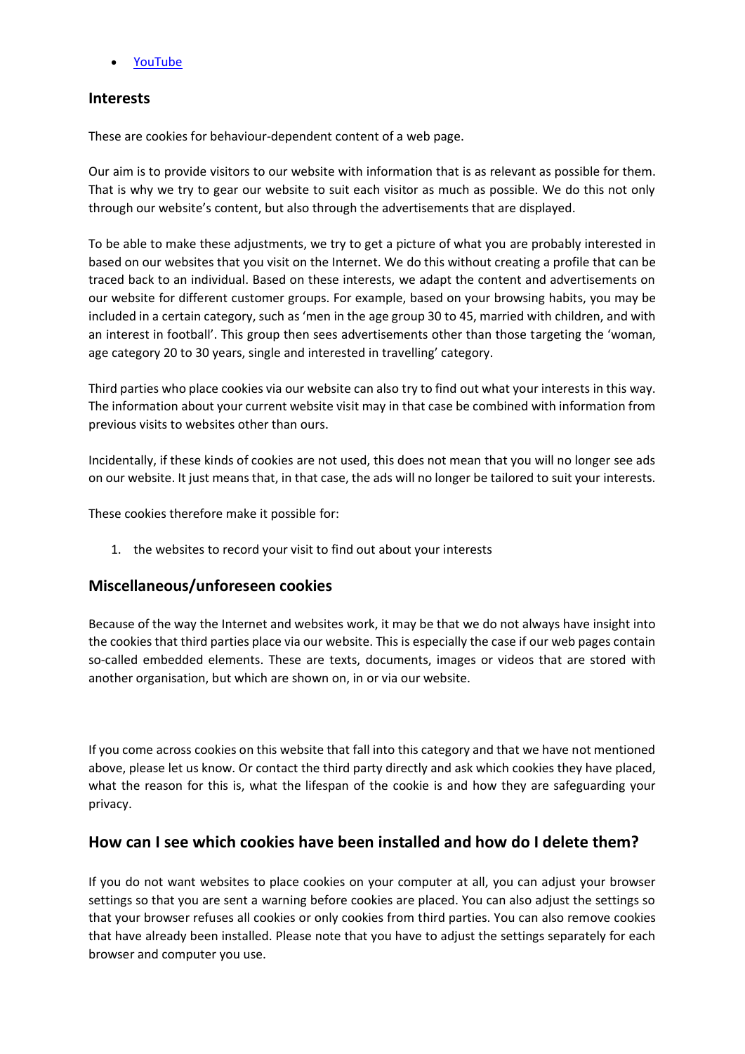- [YouTube]

## Interests

These are cookies for behaviour-dependent content of a web page.

Our aim is to provide visitors to our website with information that is as relevant as possible for them. That is why we try to gear our website to suit each visitor as much as possible. We do this not only through our website's content, but also through the advertisements that are displayed.

To be able to make these adjustments, we try to get a picture of what you are probably interested in based on our websites that you visit on the Internet. We do this without creating a profile that can be traced back to an individual. Based on these interests, we adapt the content and advertisements on our website for different customer groups. For example, based on your browsing habits, you may be included in a certain category, such as 'men in the age group 30 to 45, married with children, and with an interest in football'. This group then sees advertisements other than those targeting the 'woman, age category 20 to 30 years, single and interested in travelling' category.

Third parties who place cookies via our website can also try to find out what your interests in this way. The information about your current website visit may in that case be combined with information from previous visits to websites other than ours.

Incidentally, if these kinds of cookies are not used, this does not mean that you will no longer see ads on our website. It just means that, in that case, the ads will no longer be tailored to suit your interests.

These cookies therefore make it possible for:

1. the websites to record your visit to find out about your interests

## Miscellaneous/unforeseen cookies

Because of the way the Internet and websites work, it may be that we do not always have insight into the cookies that third parties place via our website. This is especially the case if our web pages contain so-called embedded elements. These are texts, documents, images or videos that are stored with another organisation, but which are shown on, in or via our website.

If you come across cookies on this website that fall into this category and that we have not mentioned above, please let us know. Or contact the third party directly and ask which cookies they have placed, what the reason for this is, what the lifespan of the cookie is and how they are safeguarding your privacy.

## How can I see which cookies have been installed and how do I delete them?

If you do not want websites to place cookies on your computer at all, you can adjust your browser settings so that you are sent a warning before cookies are placed. You can also adjust the settings so that your browser refuses all cookies or only cookies from third parties. You can also remove cookies that have already been installed. Please note that you have to adjust the settings separately for each browser and computer you use.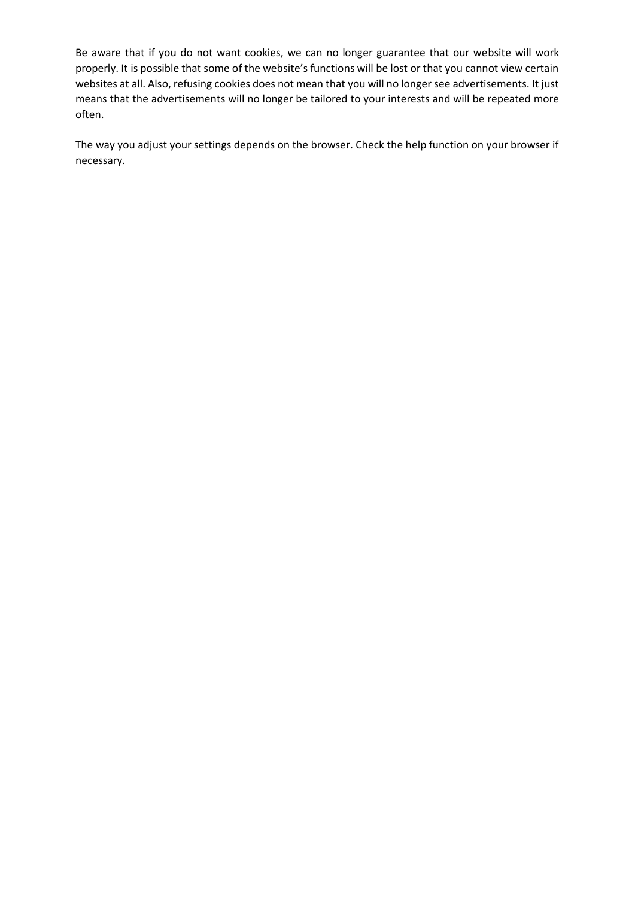Be aware that if you do not want cookies, we can no longer guarantee that our website will work properly. It is possible that some of the website's functions will be lost or that you cannot view certain websites at all. Also, refusing cookies does not mean that you will no longer see advertisements. It just means that the advertisements will no longer be tailored to your interests and will be repeated more often.

The way you adjust your settings depends on the browser. Check the help function on your browser if necessary.